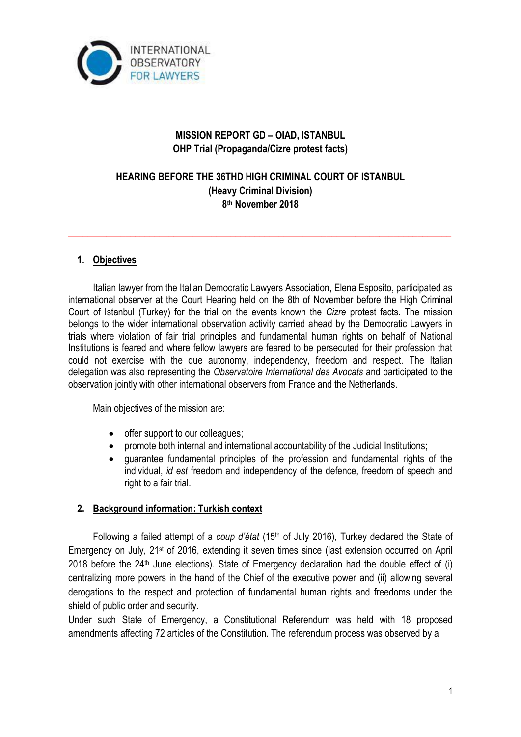INTERNATIONAL OBSERVATORY FOR LAWYERS

**MISSION REPORT GD – OIAD, ISTANBUL**
**OHP Trial (Propaganda/Cizre protest facts)**

**HEARING BEFORE THE 36THD HIGH CRIMINAL COURT OF ISTANBUL**
**(Heavy Criminal Division)**
**8th November 2018**

---

## 1. Objectives

Italian lawyer from the Italian Democratic Lawyers Association, Elena Esposito, participated as international observer at the Court Hearing held on the 8th of November before the High Criminal Court of Istanbul (Turkey) for the trial on the events known the *Cizre* protest facts. The mission belongs to the wider international observation activity carried ahead by the Democratic Lawyers in trials where violation of fair trial principles and fundamental human rights on behalf of National Institutions is feared and where fellow lawyers are feared to be persecuted for their profession that could not exercise with the due autonomy, independency, freedom and respect. The Italian delegation was also representing the *Observatoire International des Avocats* and participated to the observation jointly with other international observers from France and the Netherlands.

Main objectives of the mission are:

- offer support to our colleagues;
- promote both internal and international accountability of the Judicial Institutions;
- guarantee fundamental principles of the profession and fundamental rights of the individual, *id est* freedom and independency of the defence, freedom of speech and right to a fair trial.

## 2. Background information: Turkish context

Following a failed attempt of a *coup d'état* (15th of July 2016), Turkey declared the State of Emergency on July, 21st of 2016, extending it seven times since (last extension occurred on April 2018 before the 24th June elections). State of Emergency declaration had the double effect of (i) centralizing more powers in the hand of the Chief of the executive power and (ii) allowing several derogations to the respect and protection of fundamental human rights and freedoms under the shield of public order and security.

Under such State of Emergency, a Constitutional Referendum was held with 18 proposed amendments affecting 72 articles of the Constitution. The referendum process was observed by a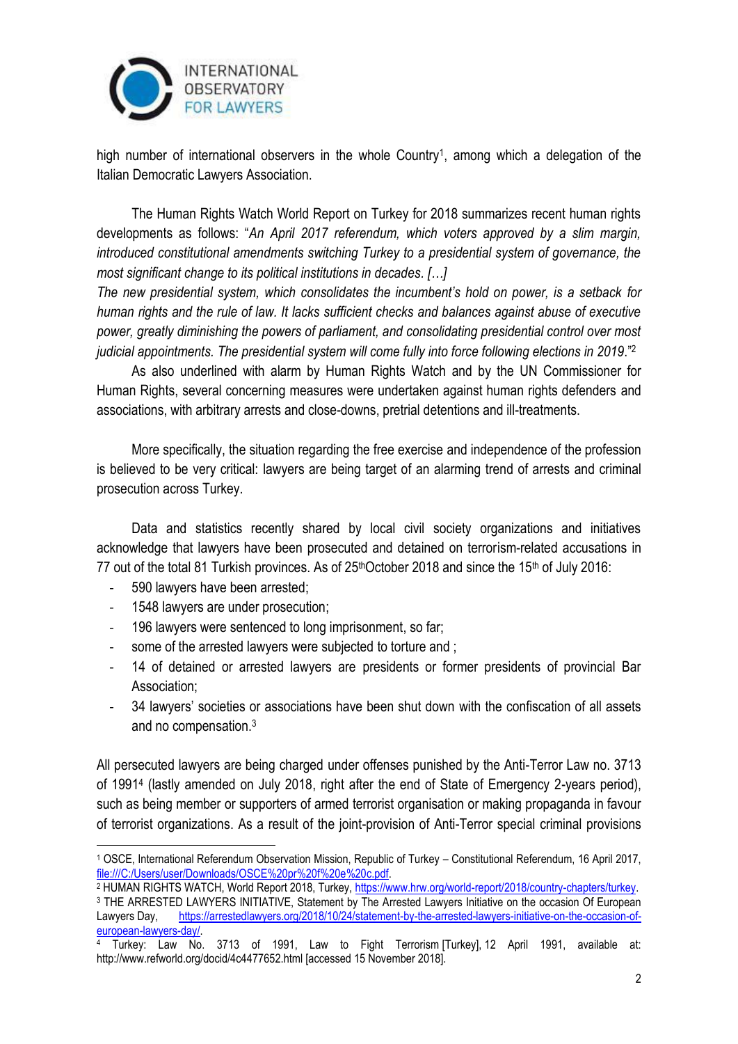high number of international observers in the whole Country[1], among which a delegation of the Italian Democratic Lawyers Association.

The Human Rights Watch World Report on Turkey for 2018 summarizes recent human rights developments as follows: "*An April 2017 referendum, which voters approved by a slim margin, introduced constitutional amendments switching Turkey to a presidential system of governance, the most significant change to its political institutions in decades. […]*
*The new presidential system, which consolidates the incumbent's hold on power, is a setback for human rights and the rule of law. It lacks sufficient checks and balances against abuse of executive power, greatly diminishing the powers of parliament, and consolidating presidential control over most judicial appointments. The presidential system will come fully into force following elections in 2019.*"[2]

As also underlined with alarm by Human Rights Watch and by the UN Commissioner for Human Rights, several concerning measures were undertaken against human rights defenders and associations, with arbitrary arrests and close-downs, pretrial detentions and ill-treatments.

More specifically, the situation regarding the free exercise and independence of the profession is believed to be very critical: lawyers are being target of an alarming trend of arrests and criminal prosecution across Turkey.

Data and statistics recently shared by local civil society organizations and initiatives acknowledge that lawyers have been prosecuted and detained on terrorism-related accusations in 77 out of the total 81 Turkish provinces. As of 25th October 2018 and since the 15th of July 2016:

- 590 lawyers have been arrested;
- 1548 lawyers are under prosecution;
- 196 lawyers were sentenced to long imprisonment, so far;
- some of the arrested lawyers were subjected to torture and ;
- 14 of detained or arrested lawyers are presidents or former presidents of provincial Bar Association;
- 34 lawyers' societies or associations have been shut down with the confiscation of all assets and no compensation.[3]

All persecuted lawyers are being charged under offenses punished by the Anti-Terror Law no. 3713 of 1991[4] (lastly amended on July 2018, right after the end of State of Emergency 2-years period), such as being member or supporters of armed terrorist organisation or making propaganda in favour of terrorist organizations. As a result of the joint-provision of Anti-Terror special criminal provisions

---

[1] OSCE, International Referendum Observation Mission, Republic of Turkey – Constitutional Referendum, 16 April 2017, file:///C:/Users/user/Downloads/OSCE%20pr%20f%20e%20c.pdf.

[2] HUMAN RIGHTS WATCH, World Report 2018, Turkey, https://www.hrw.org/world-report/2018/country-chapters/turkey.

[3] THE ARRESTED LAWYERS INITIATIVE, Statement by The Arrested Lawyers Initiative on the occasion Of European Lawyers Day, https://arrestedlawyers.org/2018/10/24/statement-by-the-arrested-lawyers-initiative-on-the-occasion-of-european-lawyers-day/.

[4] Turkey: Law No. 3713 of 1991, Law to Fight Terrorism [Turkey], 12 April 1991, available at: http://www.refworld.org/docid/4c4477652.html [accessed 15 November 2018].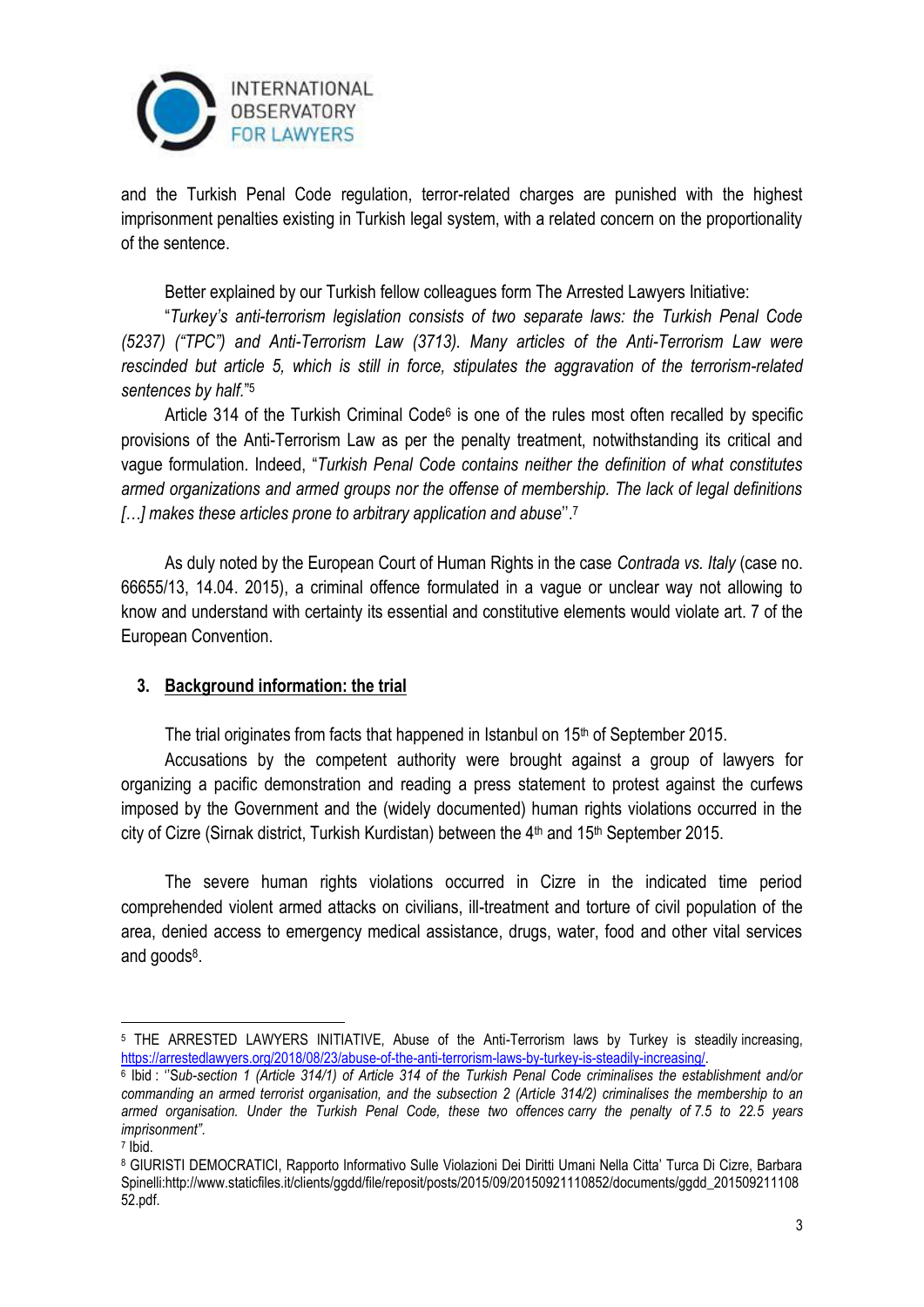and the Turkish Penal Code regulation, terror-related charges are punished with the highest imprisonment penalties existing in Turkish legal system, with a related concern on the proportionality of the sentence.

Better explained by our Turkish fellow colleagues form The Arrested Lawyers Initiative:

"*Turkey's anti-terrorism legislation consists of two separate laws: the Turkish Penal Code (5237) ("TPC") and Anti-Terrorism Law (3713). Many articles of the Anti-Terrorism Law were rescinded but article 5, which is still in force, stipulates the aggravation of the terrorism-related sentences by half.*"[5]

Article 314 of the Turkish Criminal Code[6] is one of the rules most often recalled by specific provisions of the Anti-Terrorism Law as per the penalty treatment, notwithstanding its critical and vague formulation. Indeed, "*Turkish Penal Code contains neither the definition of what constitutes armed organizations and armed groups nor the offense of membership. The lack of legal definitions […] makes these articles prone to arbitrary application and abuse*''.[7]

As duly noted by the European Court of Human Rights in the case *Contrada vs. Italy* (case no. 66655/13, 14.04. 2015), a criminal offence formulated in a vague or unclear way not allowing to know and understand with certainty its essential and constitutive elements would violate art. 7 of the European Convention.

## 3. Background information: the trial

The trial originates from facts that happened in Istanbul on 15th of September 2015.

Accusations by the competent authority were brought against a group of lawyers for organizing a pacific demonstration and reading a press statement to protest against the curfews imposed by the Government and the (widely documented) human rights violations occurred in the city of Cizre (Sirnak district, Turkish Kurdistan) between the 4th and 15th September 2015.

The severe human rights violations occurred in Cizre in the indicated time period comprehended violent armed attacks on civilians, ill-treatment and torture of civil population of the area, denied access to emergency medical assistance, drugs, water, food and other vital services and goods[8].

---

[5] THE ARRESTED LAWYERS INITIATIVE, Abuse of the Anti-Terrorism laws by Turkey is steadily increasing, https://arrestedlawyers.org/2018/08/23/abuse-of-the-anti-terrorism-laws-by-turkey-is-steadily-increasing/.

[6] Ibid : ''*Sub-section 1 (Article 314/1) of Article 314 of the Turkish Penal Code criminalises the establishment and/or commanding an armed terrorist organisation, and the subsection 2 (Article 314/2) criminalises the membership to an armed organisation. Under the Turkish Penal Code, these two offences carry the penalty of 7.5 to 22.5 years imprisonment*".

[7] Ibid.

[8] GIURISTI DEMOCRATICI, Rapporto Informativo Sulle Violazioni Dei Diritti Umani Nella Citta' Turca Di Cizre, Barbara Spinelli:http://www.staticfiles.it/clients/ggdd/file/reposit/posts/2015/09/20150921110852/documents/ggdd_20150921110852.pdf.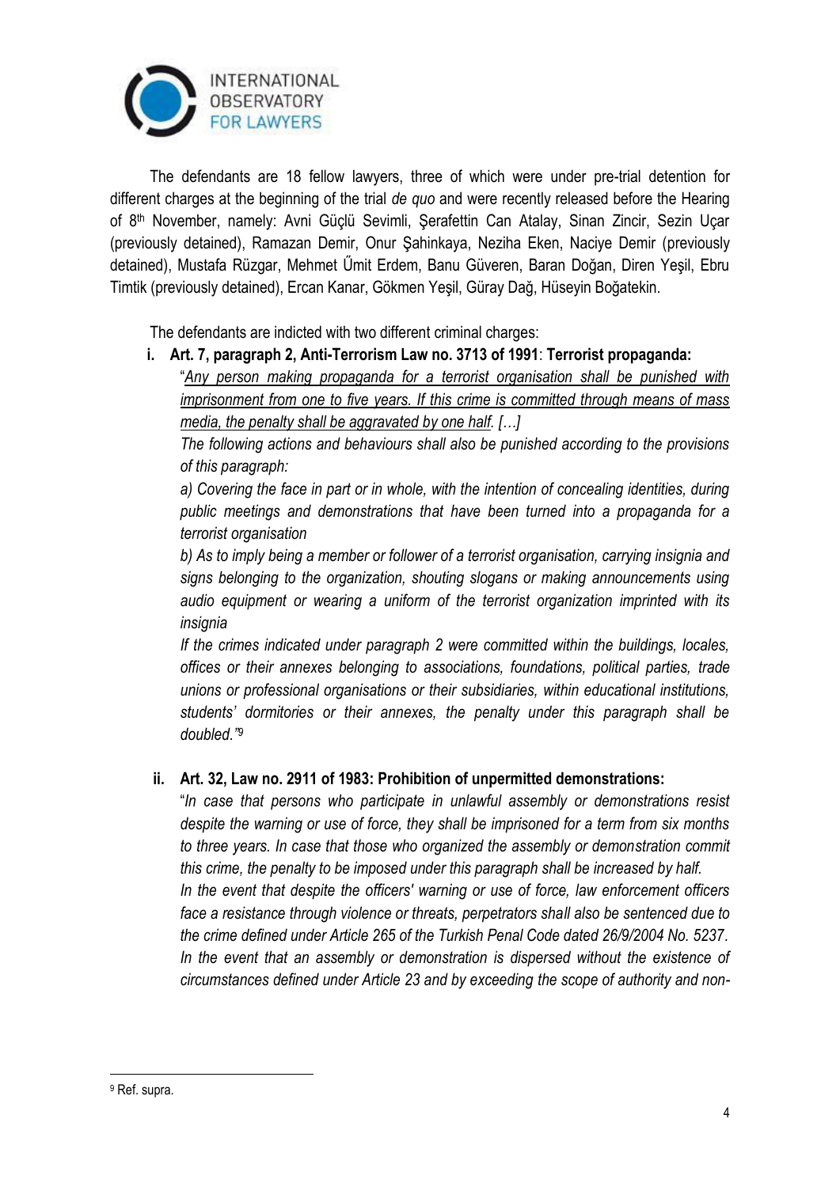The defendants are 18 fellow lawyers, three of which were under pre-trial detention for different charges at the beginning of the trial *de quo* and were recently released before the Hearing of 8th November, namely: Avni Güçlü Sevimli, Şerafettin Can Atalay, Sinan Zincir, Sezin Uçar (previously detained), Ramazan Demir, Onur Şahinkaya, Neziha Eken, Naciye Demir (previously detained), Mustafa Rüzgar, Mehmet Űmit Erdem, Banu Güveren, Baran Doğan, Diren Yeşil, Ebru Timtik (previously detained), Ercan Kanar, Gökmen Yeşil, Güray Dağ, Hüseyin Boğatekin.

The defendants are indicted with two different criminal charges:

i. **Art. 7, paragraph 2, Anti-Terrorism Law no. 3713 of 1991**: **Terrorist propaganda:**

"*Any person making propaganda for a terrorist organisation shall be punished with imprisonment from one to five years. If this crime is committed through means of mass media, the penalty shall be aggravated by one half. […]*

*The following actions and behaviours shall also be punished according to the provisions of this paragraph:*

*a) Covering the face in part or in whole, with the intention of concealing identities, during public meetings and demonstrations that have been turned into a propaganda for a terrorist organisation*

*b) As to imply being a member or follower of a terrorist organisation, carrying insignia and signs belonging to the organization, shouting slogans or making announcements using audio equipment or wearing a uniform of the terrorist organization imprinted with its insignia*

*If the crimes indicated under paragraph 2 were committed within the buildings, locales, offices or their annexes belonging to associations, foundations, political parties, trade unions or professional organisations or their subsidiaries, within educational institutions, students' dormitories or their annexes, the penalty under this paragraph shall be doubled.*"[9]

ii. **Art. 32, Law no. 2911 of 1983: Prohibition of unpermitted demonstrations:**

"*In case that persons who participate in unlawful assembly or demonstrations resist despite the warning or use of force, they shall be imprisoned for a term from six months to three years. In case that those who organized the assembly or demonstration commit this crime, the penalty to be imposed under this paragraph shall be increased by half.*

*In the event that despite the officers' warning or use of force, law enforcement officers face a resistance through violence or threats, perpetrators shall also be sentenced due to the crime defined under Article 265 of the Turkish Penal Code dated 26/9/2004 No. 5237.*

*In the event that an assembly or demonstration is dispersed without the existence of circumstances defined under Article 23 and by exceeding the scope of authority and non-*

[9] Ref. supra.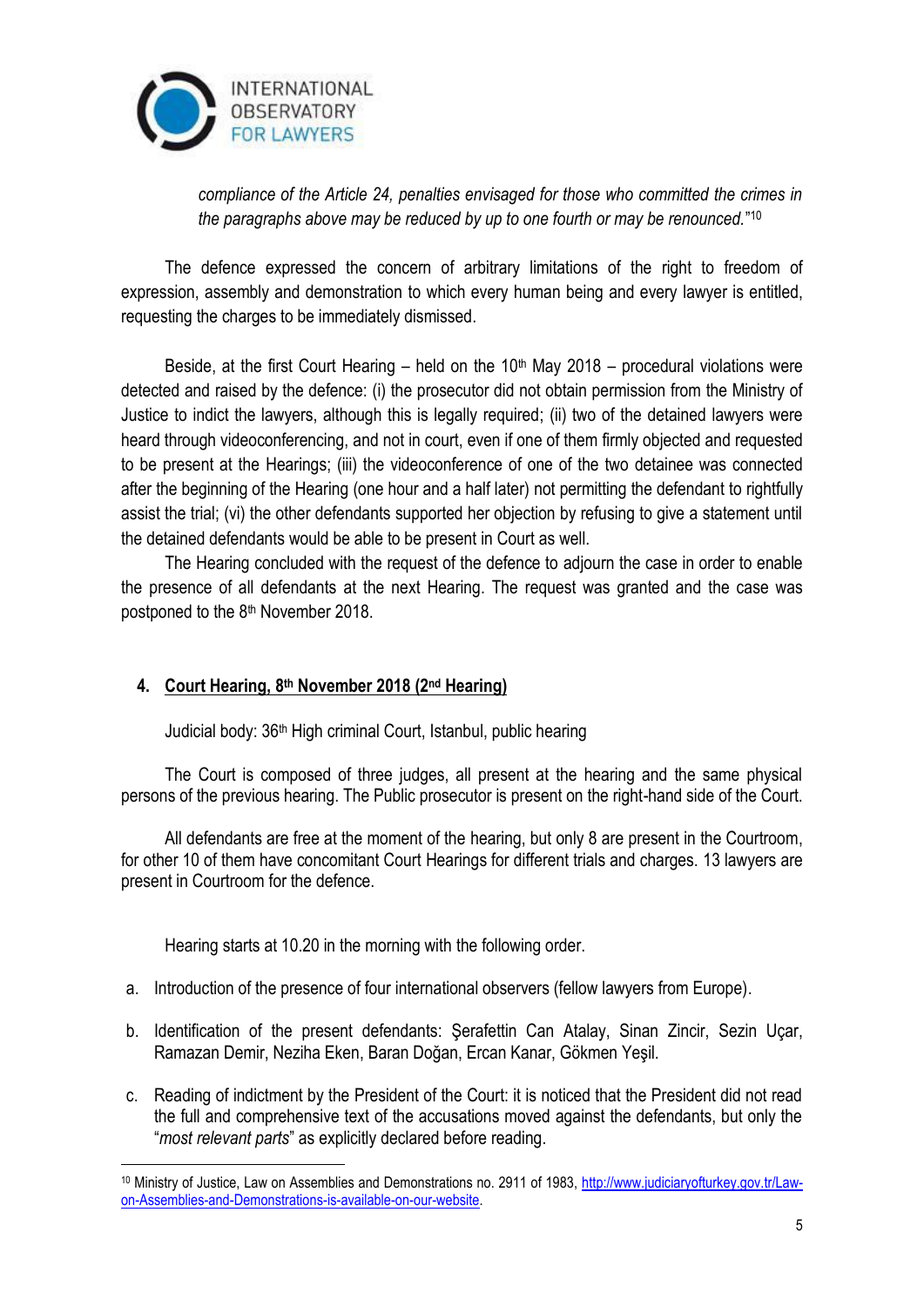*compliance of the Article 24, penalties envisaged for those who committed the crimes in the paragraphs above may be reduced by up to one fourth or may be renounced.*"[10]

The defence expressed the concern of arbitrary limitations of the right to freedom of expression, assembly and demonstration to which every human being and every lawyer is entitled, requesting the charges to be immediately dismissed.

Beside, at the first Court Hearing – held on the 10th May 2018 – procedural violations were detected and raised by the defence: (i) the prosecutor did not obtain permission from the Ministry of Justice to indict the lawyers, although this is legally required; (ii) two of the detained lawyers were heard through videoconferencing, and not in court, even if one of them firmly objected and requested to be present at the Hearings; (iii) the videoconference of one of the two detainee was connected after the beginning of the Hearing (one hour and a half later) not permitting the defendant to rightfully assist the trial; (vi) the other defendants supported her objection by refusing to give a statement until the detained defendants would be able to be present in Court as well.

The Hearing concluded with the request of the defence to adjourn the case in order to enable the presence of all defendants at the next Hearing. The request was granted and the case was postponed to the 8th November 2018.

## 4. Court Hearing, 8th November 2018 (2nd Hearing)

Judicial body: 36th High criminal Court, Istanbul, public hearing

The Court is composed of three judges, all present at the hearing and the same physical persons of the previous hearing. The Public prosecutor is present on the right-hand side of the Court.

All defendants are free at the moment of the hearing, but only 8 are present in the Courtroom, for other 10 of them have concomitant Court Hearings for different trials and charges. 13 lawyers are present in Courtroom for the defence.

Hearing starts at 10.20 in the morning with the following order.

a. Introduction of the presence of four international observers (fellow lawyers from Europe).

b. Identification of the present defendants: Şerafettin Can Atalay, Sinan Zincir, Sezin Uçar, Ramazan Demir, Neziha Eken, Baran Doğan, Ercan Kanar, Gökmen Yeşil.

c. Reading of indictment by the President of the Court: it is noticed that the President did not read the full and comprehensive text of the accusations moved against the defendants, but only the "*most relevant parts*" as explicitly declared before reading.

---

[10] Ministry of Justice, Law on Assemblies and Demonstrations no. 2911 of 1983, http://www.judiciaryofturkey.gov.tr/Law-on-Assemblies-and-Demonstrations-is-available-on-our-website.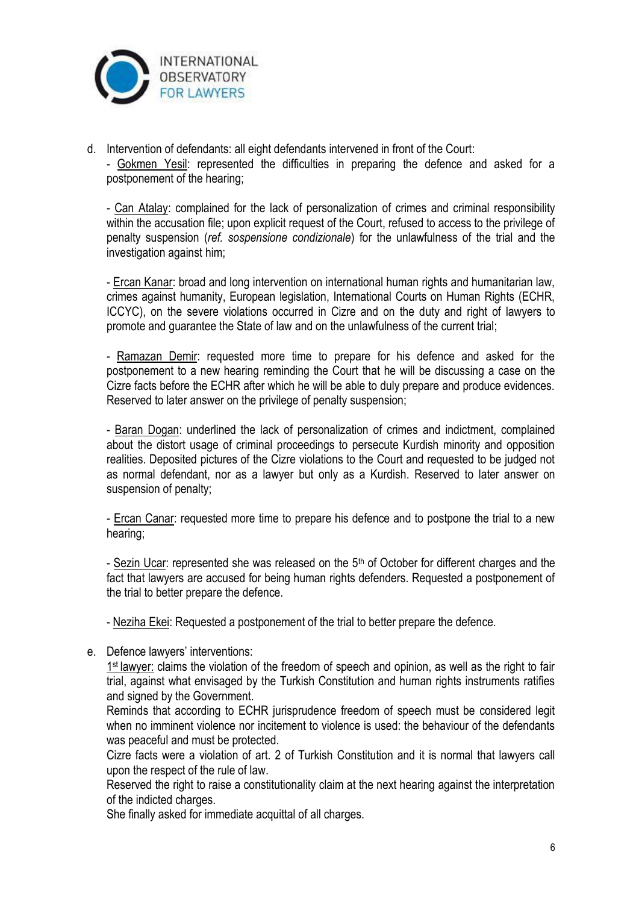d. Intervention of defendants: all eight defendants intervened in front of the Court:

- Gokmen Yesil: represented the difficulties in preparing the defence and asked for a postponement of the hearing;

- Can Atalay: complained for the lack of personalization of crimes and criminal responsibility within the accusation file; upon explicit request of the Court, refused to access to the privilege of penalty suspension (*ref. sospensione condizionale*) for the unlawfulness of the trial and the investigation against him;

- Ercan Kanar: broad and long intervention on international human rights and humanitarian law, crimes against humanity, European legislation, International Courts on Human Rights (ECHR, ICCYC), on the severe violations occurred in Cizre and on the duty and right of lawyers to promote and guarantee the State of law and on the unlawfulness of the current trial;

- Ramazan Demir: requested more time to prepare for his defence and asked for the postponement to a new hearing reminding the Court that he will be discussing a case on the Cizre facts before the ECHR after which he will be able to duly prepare and produce evidences. Reserved to later answer on the privilege of penalty suspension;

- Baran Dogan: underlined the lack of personalization of crimes and indictment, complained about the distort usage of criminal proceedings to persecute Kurdish minority and opposition realities. Deposited pictures of the Cizre violations to the Court and requested to be judged not as normal defendant, nor as a lawyer but only as a Kurdish. Reserved to later answer on suspension of penalty;

- Ercan Canar: requested more time to prepare his defence and to postpone the trial to a new hearing;

- Sezin Ucar: represented she was released on the 5th of October for different charges and the fact that lawyers are accused for being human rights defenders. Requested a postponement of the trial to better prepare the defence.

- Neziha Ekei: Requested a postponement of the trial to better prepare the defence.

e. Defence lawyers' interventions:

1st lawyer: claims the violation of the freedom of speech and opinion, as well as the right to fair trial, against what envisaged by the Turkish Constitution and human rights instruments ratifies and signed by the Government.

Reminds that according to ECHR jurisprudence freedom of speech must be considered legit when no imminent violence nor incitement to violence is used: the behaviour of the defendants was peaceful and must be protected.

Cizre facts were a violation of art. 2 of Turkish Constitution and it is normal that lawyers call upon the respect of the rule of law.

Reserved the right to raise a constitutionality claim at the next hearing against the interpretation of the indicted charges.

She finally asked for immediate acquittal of all charges.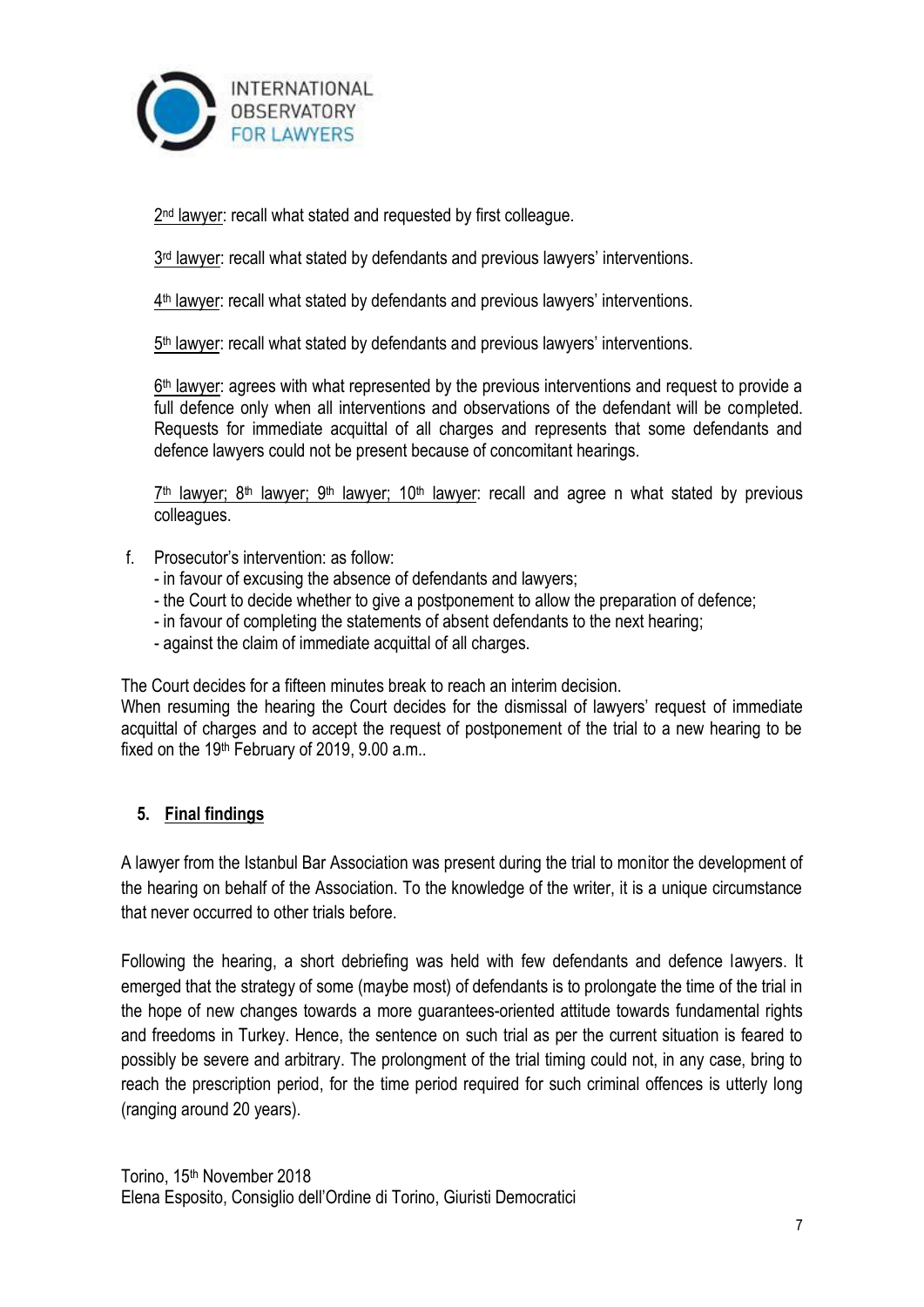2nd lawyer: recall what stated and requested by first colleague.

3rd lawyer: recall what stated by defendants and previous lawyers' interventions.

4th lawyer: recall what stated by defendants and previous lawyers' interventions.

5th lawyer: recall what stated by defendants and previous lawyers' interventions.

6th lawyer: agrees with what represented by the previous interventions and request to provide a full defence only when all interventions and observations of the defendant will be completed. Requests for immediate acquittal of all charges and represents that some defendants and defence lawyers could not be present because of concomitant hearings.

7th lawyer; 8th lawyer; 9th lawyer; 10th lawyer: recall and agree n what stated by previous colleagues.

f. Prosecutor's intervention: as follow:
   - in favour of excusing the absence of defendants and lawyers;
   - the Court to decide whether to give a postponement to allow the preparation of defence;
   - in favour of completing the statements of absent defendants to the next hearing;
   - against the claim of immediate acquittal of all charges.

The Court decides for a fifteen minutes break to reach an interim decision.
When resuming the hearing the Court decides for the dismissal of lawyers' request of immediate acquittal of charges and to accept the request of postponement of the trial to a new hearing to be fixed on the 19th February of 2019, 9.00 a.m..

## 5. Final findings

A lawyer from the Istanbul Bar Association was present during the trial to monitor the development of the hearing on behalf of the Association. To the knowledge of the writer, it is a unique circumstance that never occurred to other trials before.

Following the hearing, a short debriefing was held with few defendants and defence lawyers. It emerged that the strategy of some (maybe most) of defendants is to prolongate the time of the trial in the hope of new changes towards a more guarantees-oriented attitude towards fundamental rights and freedoms in Turkey. Hence, the sentence on such trial as per the current situation is feared to possibly be severe and arbitrary. The prolongment of the trial timing could not, in any case, bring to reach the prescription period, for the time period required for such criminal offences is utterly long (ranging around 20 years).

Torino, 15th November 2018
Elena Esposito, Consiglio dell'Ordine di Torino, Giuristi Democratici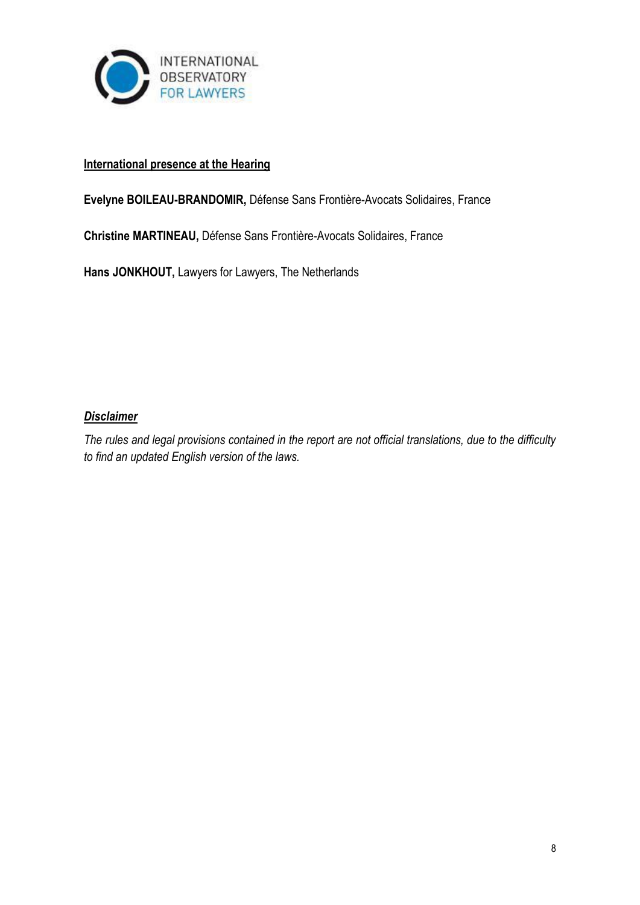**International presence at the Hearing**

**Evelyne BOILEAU-BRANDOMIR,** Défense Sans Frontière-Avocats Solidaires, France

**Christine MARTINEAU,** Défense Sans Frontière-Avocats Solidaires, France

**Hans JONKHOUT,** Lawyers for Lawyers, The Netherlands

***Disclaimer***

*The rules and legal provisions contained in the report are not official translations, due to the difficulty to find an updated English version of the laws.*